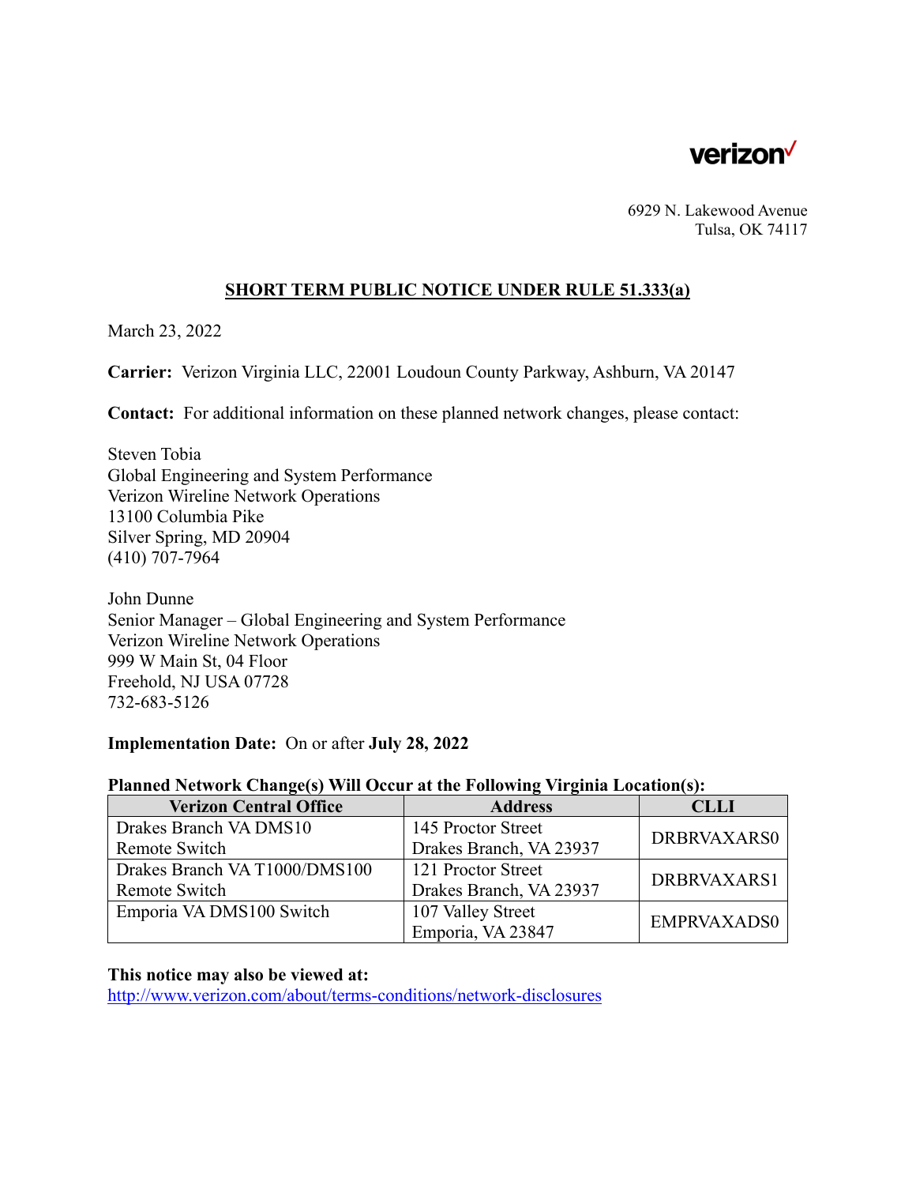verizon

6929 N. Lakewood Avenue
Tulsa, OK 74117

## SHORT TERM PUBLIC NOTICE UNDER RULE 51.333(a)

March 23, 2022

**Carrier:** Verizon Virginia LLC, 22001 Loudoun County Parkway, Ashburn, VA 20147

**Contact:** For additional information on these planned network changes, please contact:

Steven Tobia
Global Engineering and System Performance
Verizon Wireline Network Operations
13100 Columbia Pike
Silver Spring, MD 20904
(410) 707-7964

John Dunne
Senior Manager – Global Engineering and System Performance
Verizon Wireline Network Operations
999 W Main St, 04 Floor
Freehold, NJ USA 07728
732-683-5126

**Implementation Date:** On or after **July 28, 2022**

**Planned Network Change(s) Will Occur at the Following Virginia Location(s):**

| Verizon Central Office | Address | CLLI |
|---|---|---|
| Drakes Branch VA DMS10 Remote Switch | 145 Proctor Street Drakes Branch, VA 23937 | DRBRVAXARS0 |
| Drakes Branch VA T1000/DMS100 Remote Switch | 121 Proctor Street Drakes Branch, VA 23937 | DRBRVAXARS1 |
| Emporia VA DMS100 Switch | 107 Valley Street Emporia, VA 23847 | EMPRVAXADS0 |

**This notice may also be viewed at:**
http://www.verizon.com/about/terms-conditions/network-disclosures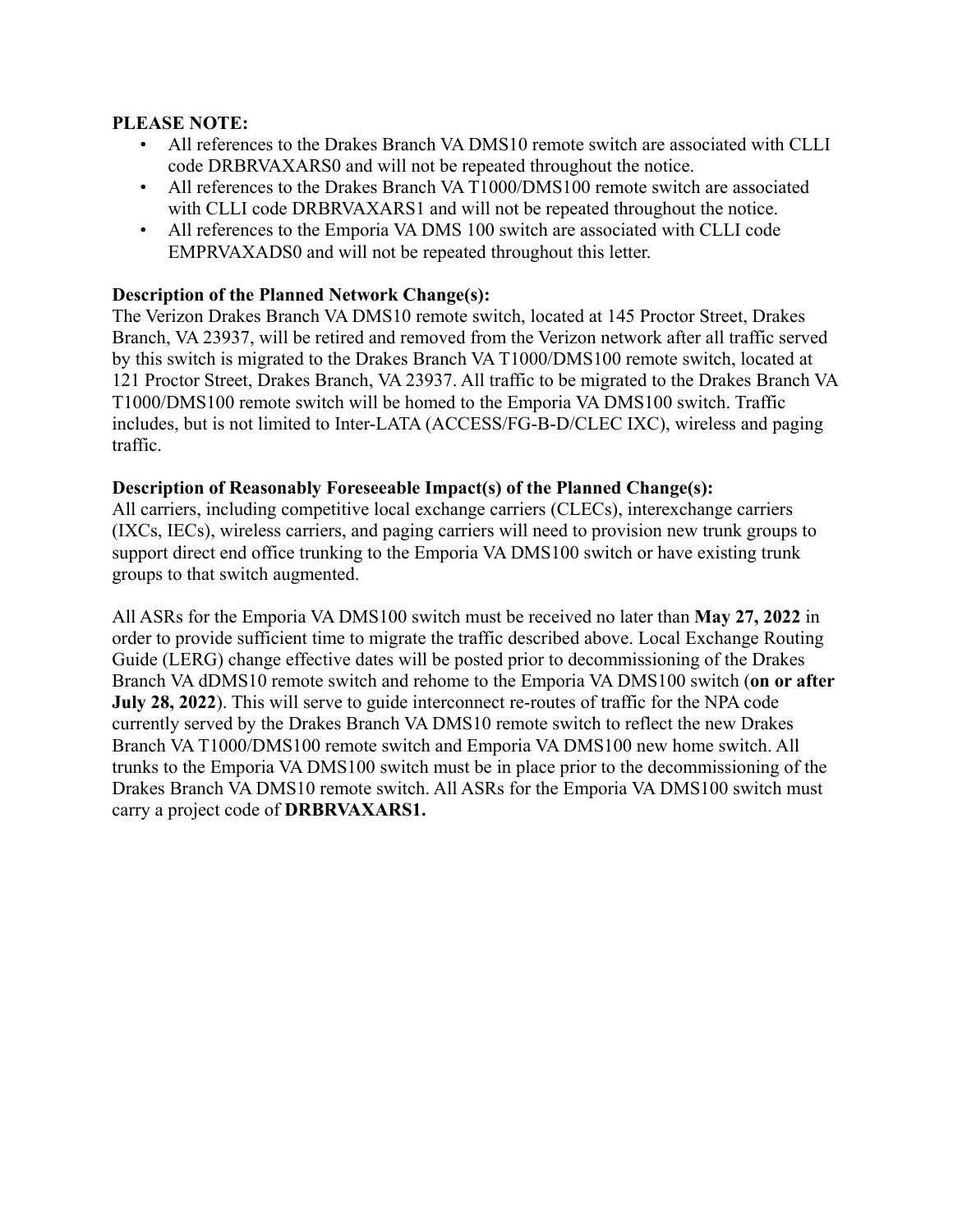**PLEASE NOTE:**

- All references to the Drakes Branch VA DMS10 remote switch are associated with CLLI code DRBRVAXARS0 and will not be repeated throughout the notice.
- All references to the Drakes Branch VA T1000/DMS100 remote switch are associated with CLLI code DRBRVAXARS1 and will not be repeated throughout the notice.
- All references to the Emporia VA DMS 100 switch are associated with CLLI code EMPRVAXADS0 and will not be repeated throughout this letter.

**Description of the Planned Network Change(s):**

The Verizon Drakes Branch VA DMS10 remote switch, located at 145 Proctor Street, Drakes Branch, VA 23937, will be retired and removed from the Verizon network after all traffic served by this switch is migrated to the Drakes Branch VA T1000/DMS100 remote switch, located at 121 Proctor Street, Drakes Branch, VA 23937. All traffic to be migrated to the Drakes Branch VA T1000/DMS100 remote switch will be homed to the Emporia VA DMS100 switch. Traffic includes, but is not limited to Inter-LATA (ACCESS/FG-B-D/CLEC IXC), wireless and paging traffic.

**Description of Reasonably Foreseeable Impact(s) of the Planned Change(s):**

All carriers, including competitive local exchange carriers (CLECs), interexchange carriers (IXCs, IECs), wireless carriers, and paging carriers will need to provision new trunk groups to support direct end office trunking to the Emporia VA DMS100 switch or have existing trunk groups to that switch augmented.

All ASRs for the Emporia VA DMS100 switch must be received no later than **May 27, 2022** in order to provide sufficient time to migrate the traffic described above. Local Exchange Routing Guide (LERG) change effective dates will be posted prior to decommissioning of the Drakes Branch VA dDMS10 remote switch and rehome to the Emporia VA DMS100 switch (**on or after July 28, 2022**). This will serve to guide interconnect re-routes of traffic for the NPA code currently served by the Drakes Branch VA DMS10 remote switch to reflect the new Drakes Branch VA T1000/DMS100 remote switch and Emporia VA DMS100 new home switch. All trunks to the Emporia VA DMS100 switch must be in place prior to the decommissioning of the Drakes Branch VA DMS10 remote switch. All ASRs for the Emporia VA DMS100 switch must carry a project code of **DRBRVAXARS1.**